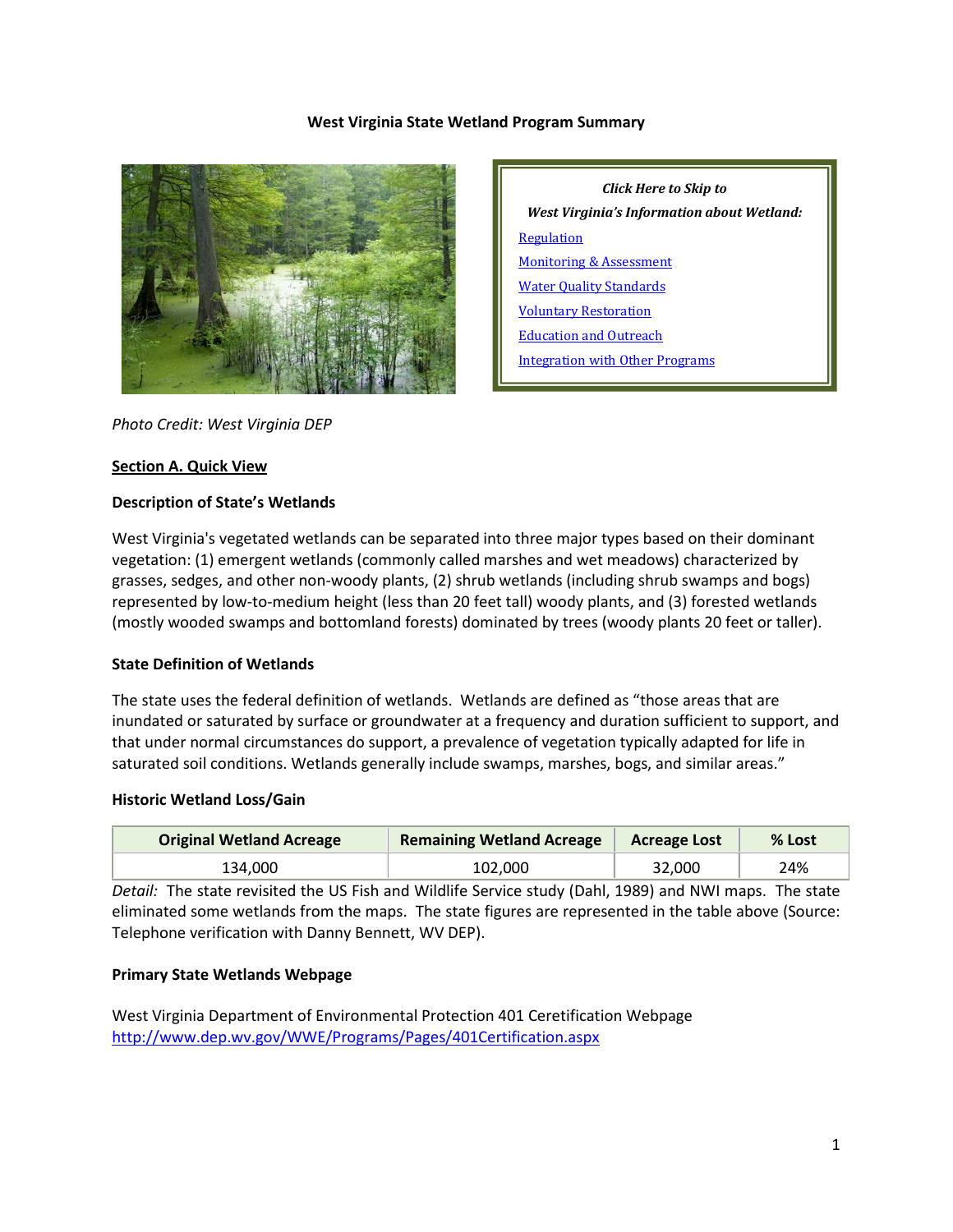# West Virginia State Wetland Program Summary

*Click Here to Skip to*

*West Virginia's Information about Wetland:*

Regulation

Monitoring & Assessment

Water Quality Standards

Voluntary Restoration

Education and Outreach

Integration with Other Programs

*Photo Credit: West Virginia DEP*

## Section A. Quick View

### Description of State's Wetlands

West Virginia's vegetated wetlands can be separated into three major types based on their dominant vegetation: (1) emergent wetlands (commonly called marshes and wet meadows) characterized by grasses, sedges, and other non-woody plants, (2) shrub wetlands (including shrub swamps and bogs) represented by low-to-medium height (less than 20 feet tall) woody plants, and (3) forested wetlands (mostly wooded swamps and bottomland forests) dominated by trees (woody plants 20 feet or taller).

### State Definition of Wetlands

The state uses the federal definition of wetlands. Wetlands are defined as "those areas that are inundated or saturated by surface or groundwater at a frequency and duration sufficient to support, and that under normal circumstances do support, a prevalence of vegetation typically adapted for life in saturated soil conditions. Wetlands generally include swamps, marshes, bogs, and similar areas."

### Historic Wetland Loss/Gain

| Original Wetland Acreage | Remaining Wetland Acreage | Acreage Lost | % Lost |
|---|---|---|---|
| 134,000 | 102,000 | 32,000 | 24% |

*Detail:* The state revisited the US Fish and Wildlife Service study (Dahl, 1989) and NWI maps. The state eliminated some wetlands from the maps. The state figures are represented in the table above (Source: Telephone verification with Danny Bennett, WV DEP).

### Primary State Wetlands Webpage

West Virginia Department of Environmental Protection 401 Ceretification Webpage
http://www.dep.wv.gov/WWE/Programs/Pages/401Certification.aspx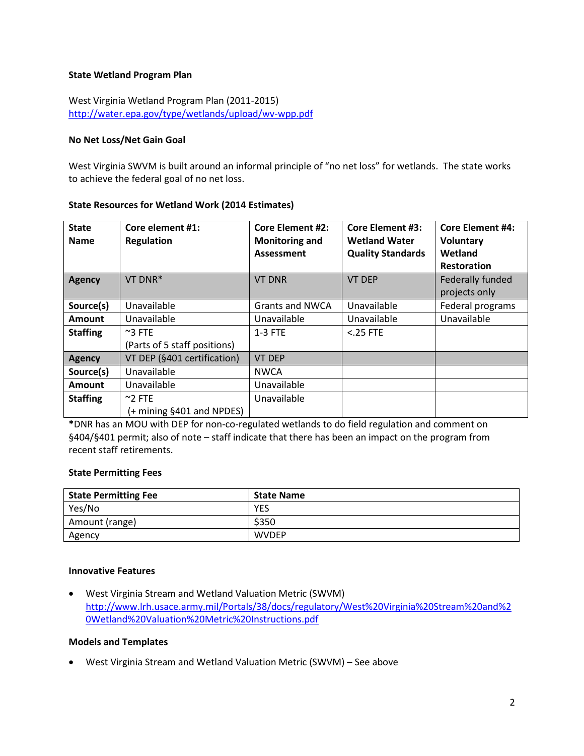**State Wetland Program Plan**

West Virginia Wetland Program Plan (2011-2015)
http://water.epa.gov/type/wetlands/upload/wv-wpp.pdf

**No Net Loss/Net Gain Goal**

West Virginia SWVM is built around an informal principle of "no net loss" for wetlands. The state works to achieve the federal goal of no net loss.

**State Resources for Wetland Work (2014 Estimates)**

| State Name | Core element #1: Regulation | Core Element #2: Monitoring and Assessment | Core Element #3: Wetland Water Quality Standards | Core Element #4: Voluntary Wetland Restoration |
|---|---|---|---|---|
| **Agency** | VT DNR* | VT DNR | VT DEP | Federally funded projects only |
| **Source(s)** | Unavailable | Grants and NWCA | Unavailable | Federal programs |
| **Amount** | Unavailable | Unavailable | Unavailable | Unavailable |
| **Staffing** | ~3 FTE (Parts of 5 staff positions) | 1-3 FTE | <.25 FTE | |
| **Agency** | VT DEP (§401 certification) | VT DEP | | |
| **Source(s)** | Unavailable | NWCA | | |
| **Amount** | Unavailable | Unavailable | | |
| **Staffing** | ~2 FTE (+ mining §401 and NPDES) | Unavailable | | |

*DNR has an MOU with DEP for non-co-regulated wetlands to do field regulation and comment on §404/§401 permit; also of note – staff indicate that there has been an impact on the program from recent staff retirements.

**State Permitting Fees**

| State Permitting Fee | State Name |
|---|---|
| Yes/No | YES |
| Amount (range) | $350 |
| Agency | WVDEP |

**Innovative Features**

- West Virginia Stream and Wetland Valuation Metric (SWVM) http://www.lrh.usace.army.mil/Portals/38/docs/regulatory/West%20Virginia%20Stream%20and%20Wetland%20Valuation%20Metric%20Instructions.pdf

**Models and Templates**

- West Virginia Stream and Wetland Valuation Metric (SWVM) – See above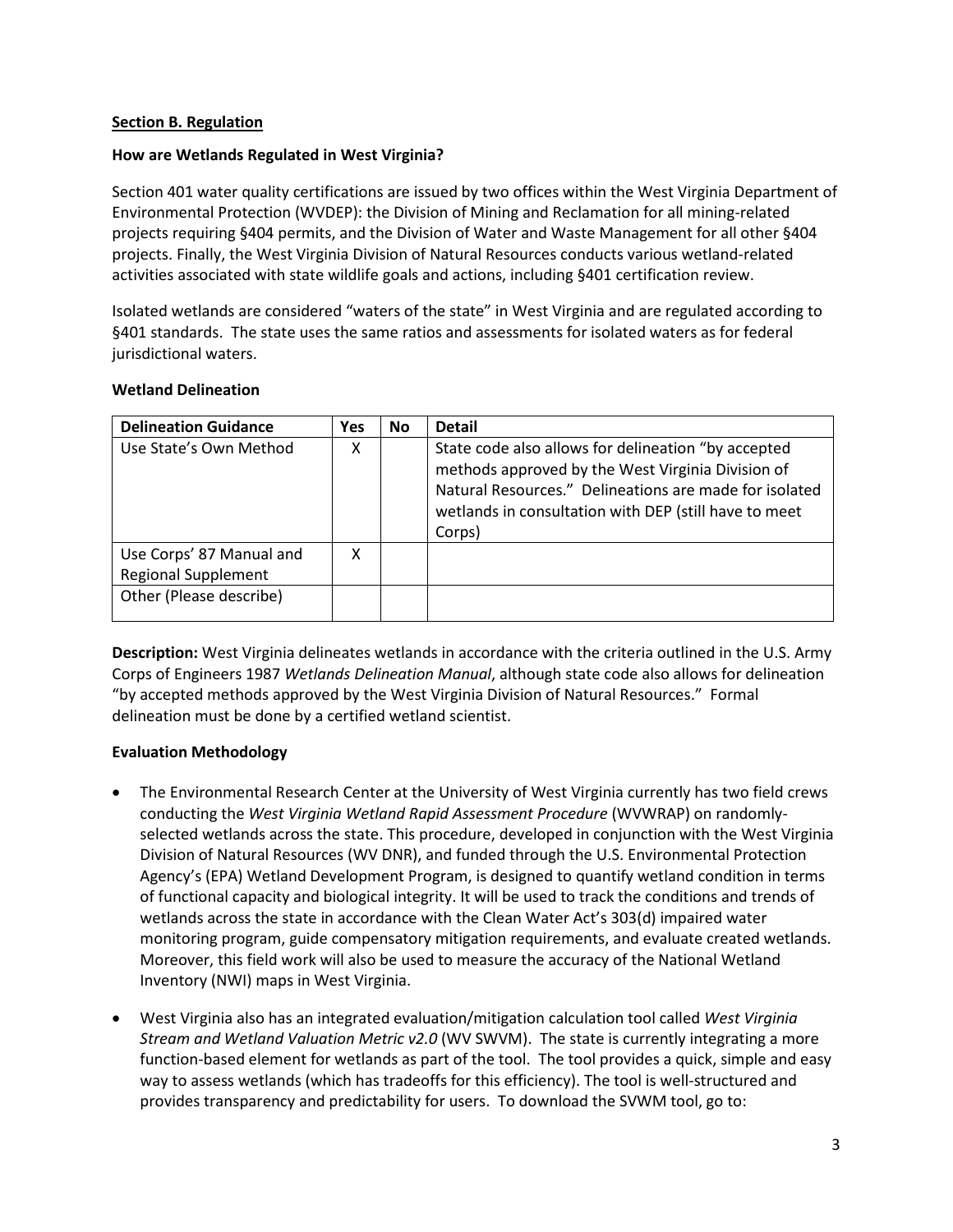## Section B. Regulation

### How are Wetlands Regulated in West Virginia?

Section 401 water quality certifications are issued by two offices within the West Virginia Department of Environmental Protection (WVDEP): the Division of Mining and Reclamation for all mining-related projects requiring §404 permits, and the Division of Water and Waste Management for all other §404 projects. Finally, the West Virginia Division of Natural Resources conducts various wetland-related activities associated with state wildlife goals and actions, including §401 certification review.

Isolated wetlands are considered "waters of the state" in West Virginia and are regulated according to §401 standards. The state uses the same ratios and assessments for isolated waters as for federal jurisdictional waters.

### Wetland Delineation

| Delineation Guidance | Yes | No | Detail |
|---|---|---|---|
| Use State's Own Method | X | | State code also allows for delineation "by accepted methods approved by the West Virginia Division of Natural Resources." Delineations are made for isolated wetlands in consultation with DEP (still have to meet Corps) |
| Use Corps' 87 Manual and Regional Supplement | X | | |
| Other (Please describe) | | | |

**Description:** West Virginia delineates wetlands in accordance with the criteria outlined in the U.S. Army Corps of Engineers 1987 *Wetlands Delineation Manual*, although state code also allows for delineation "by accepted methods approved by the West Virginia Division of Natural Resources." Formal delineation must be done by a certified wetland scientist.

### Evaluation Methodology

- The Environmental Research Center at the University of West Virginia currently has two field crews conducting the *West Virginia Wetland Rapid Assessment Procedure* (WVWRAP) on randomly-selected wetlands across the state. This procedure, developed in conjunction with the West Virginia Division of Natural Resources (WV DNR), and funded through the U.S. Environmental Protection Agency's (EPA) Wetland Development Program, is designed to quantify wetland condition in terms of functional capacity and biological integrity. It will be used to track the conditions and trends of wetlands across the state in accordance with the Clean Water Act's 303(d) impaired water monitoring program, guide compensatory mitigation requirements, and evaluate created wetlands. Moreover, this field work will also be used to measure the accuracy of the National Wetland Inventory (NWI) maps in West Virginia.
- West Virginia also has an integrated evaluation/mitigation calculation tool called *West Virginia Stream and Wetland Valuation Metric v2.0* (WV SWVM). The state is currently integrating a more function-based element for wetlands as part of the tool. The tool provides a quick, simple and easy way to assess wetlands (which has tradeoffs for this efficiency). The tool is well-structured and provides transparency and predictability for users. To download the SVWM tool, go to: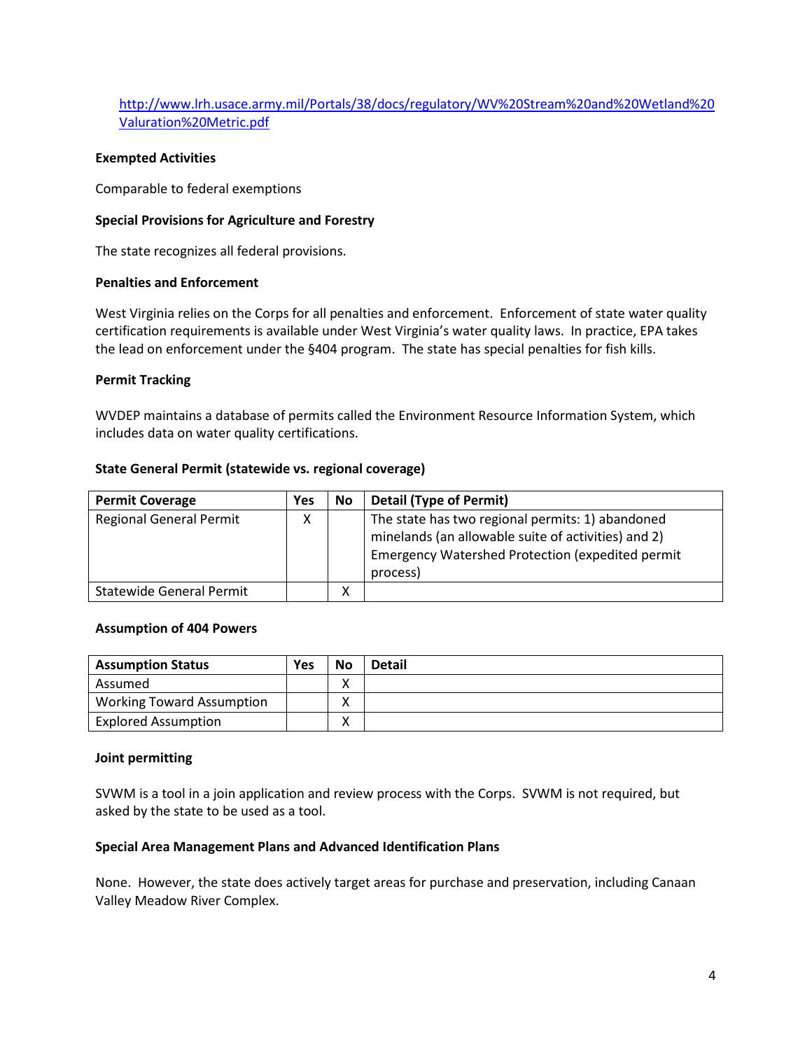http://www.lrh.usace.army.mil/Portals/38/docs/regulatory/WV%20Stream%20and%20Wetland%20Valuration%20Metric.pdf

**Exempted Activities**

Comparable to federal exemptions

**Special Provisions for Agriculture and Forestry**

The state recognizes all federal provisions.

**Penalties and Enforcement**

West Virginia relies on the Corps for all penalties and enforcement. Enforcement of state water quality certification requirements is available under West Virginia's water quality laws. In practice, EPA takes the lead on enforcement under the §404 program. The state has special penalties for fish kills.

**Permit Tracking**

WVDEP maintains a database of permits called the Environment Resource Information System, which includes data on water quality certifications.

**State General Permit (statewide vs. regional coverage)**

| Permit Coverage | Yes | No | Detail (Type of Permit) |
|---|---|---|---|
| Regional General Permit | X | | The state has two regional permits: 1) abandoned minelands (an allowable suite of activities) and 2) Emergency Watershed Protection (expedited permit process) |
| Statewide General Permit | | X | |

**Assumption of 404 Powers**

| Assumption Status | Yes | No | Detail |
|---|---|---|---|
| Assumed | | X | |
| Working Toward Assumption | | X | |
| Explored Assumption | | X | |

**Joint permitting**

SVWM is a tool in a join application and review process with the Corps. SVWM is not required, but asked by the state to be used as a tool.

**Special Area Management Plans and Advanced Identification Plans**

None. However, the state does actively target areas for purchase and preservation, including Canaan Valley Meadow River Complex.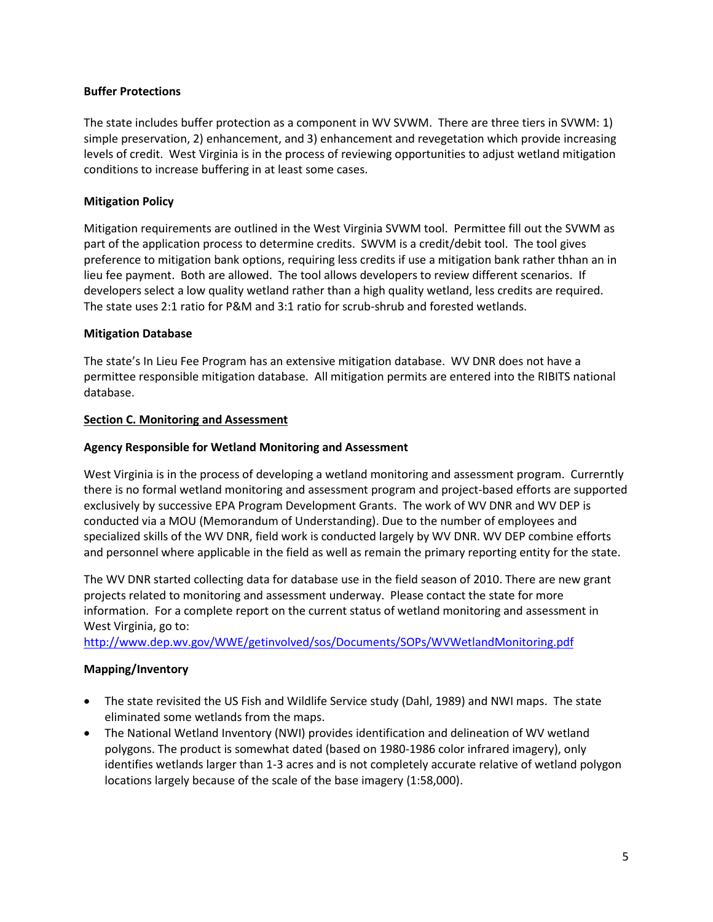**Buffer Protections**

The state includes buffer protection as a component in WV SVWM. There are three tiers in SVWM: 1) simple preservation, 2) enhancement, and 3) enhancement and revegetation which provide increasing levels of credit. West Virginia is in the process of reviewing opportunities to adjust wetland mitigation conditions to increase buffering in at least some cases.

**Mitigation Policy**

Mitigation requirements are outlined in the West Virginia SVWM tool. Permittee fill out the SVWM as part of the application process to determine credits. SWVM is a credit/debit tool. The tool gives preference to mitigation bank options, requiring less credits if use a mitigation bank rather thhan an in lieu fee payment. Both are allowed. The tool allows developers to review different scenarios. If developers select a low quality wetland rather than a high quality wetland, less credits are required. The state uses 2:1 ratio for P&M and 3:1 ratio for scrub-shrub and forested wetlands.

**Mitigation Database**

The state's In Lieu Fee Program has an extensive mitigation database. WV DNR does not have a permittee responsible mitigation database. All mitigation permits are entered into the RIBITS national database.

**Section C. Monitoring and Assessment**

**Agency Responsible for Wetland Monitoring and Assessment**

West Virginia is in the process of developing a wetland monitoring and assessment program. Currerntly there is no formal wetland monitoring and assessment program and project-based efforts are supported exclusively by successive EPA Program Development Grants. The work of WV DNR and WV DEP is conducted via a MOU (Memorandum of Understanding). Due to the number of employees and specialized skills of the WV DNR, field work is conducted largely by WV DNR. WV DEP combine efforts and personnel where applicable in the field as well as remain the primary reporting entity for the state.

The WV DNR started collecting data for database use in the field season of 2010. There are new grant projects related to monitoring and assessment underway. Please contact the state for more information. For a complete report on the current status of wetland monitoring and assessment in West Virginia, go to:
http://www.dep.wv.gov/WWE/getinvolved/sos/Documents/SOPs/WVWetlandMonitoring.pdf

**Mapping/Inventory**

- The state revisited the US Fish and Wildlife Service study (Dahl, 1989) and NWI maps. The state eliminated some wetlands from the maps.
- The National Wetland Inventory (NWI) provides identification and delineation of WV wetland polygons. The product is somewhat dated (based on 1980-1986 color infrared imagery), only identifies wetlands larger than 1-3 acres and is not completely accurate relative of wetland polygon locations largely because of the scale of the base imagery (1:58,000).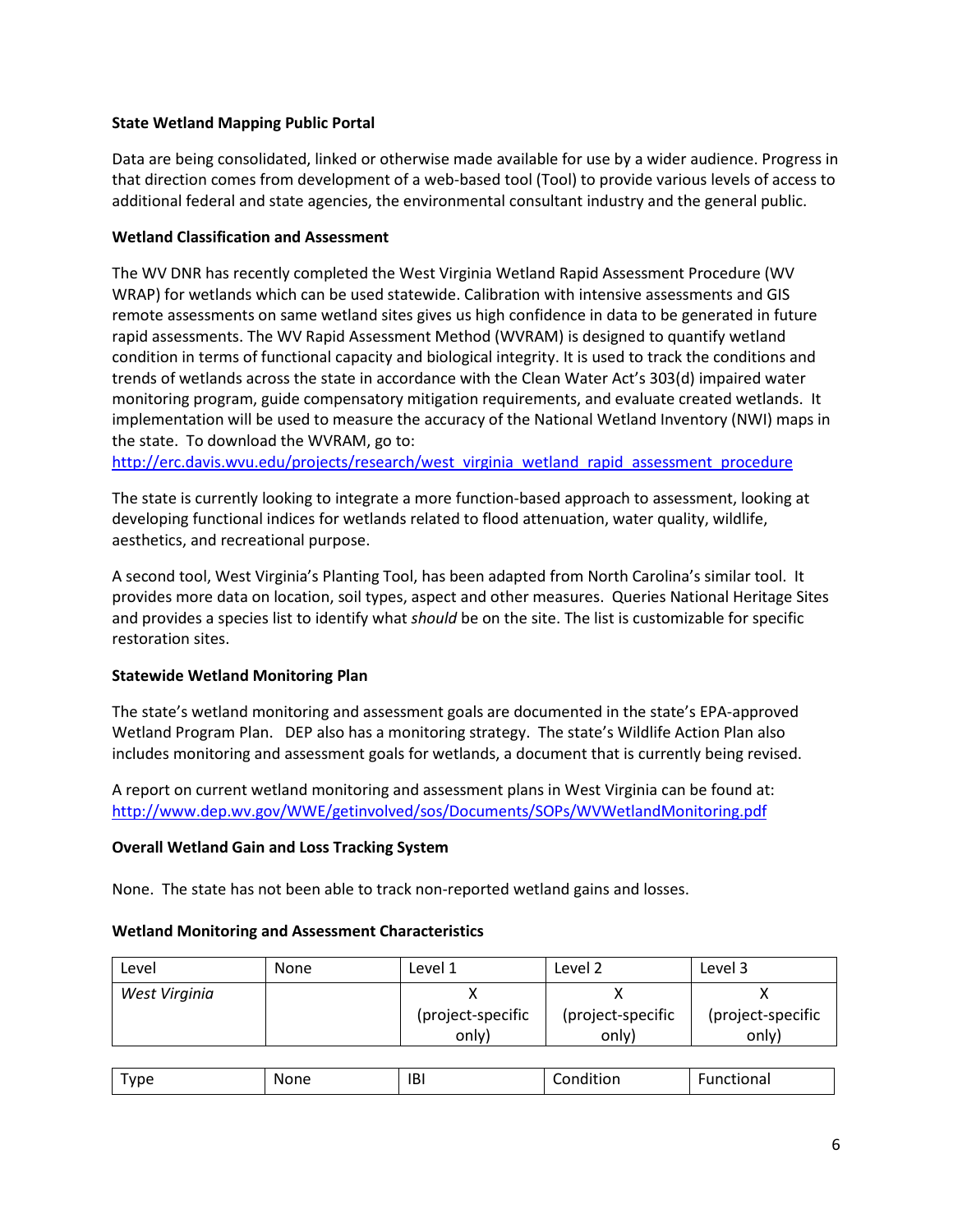**State Wetland Mapping Public Portal**

Data are being consolidated, linked or otherwise made available for use by a wider audience. Progress in that direction comes from development of a web-based tool (Tool) to provide various levels of access to additional federal and state agencies, the environmental consultant industry and the general public.

**Wetland Classification and Assessment**

The WV DNR has recently completed the West Virginia Wetland Rapid Assessment Procedure (WV WRAP) for wetlands which can be used statewide. Calibration with intensive assessments and GIS remote assessments on same wetland sites gives us high confidence in data to be generated in future rapid assessments. The WV Rapid Assessment Method (WVRAM) is designed to quantify wetland condition in terms of functional capacity and biological integrity. It is used to track the conditions and trends of wetlands across the state in accordance with the Clean Water Act's 303(d) impaired water monitoring program, guide compensatory mitigation requirements, and evaluate created wetlands. It implementation will be used to measure the accuracy of the National Wetland Inventory (NWI) maps in the state. To download the WVRAM, go to: http://erc.davis.wvu.edu/projects/research/west_virginia_wetland_rapid_assessment_procedure

The state is currently looking to integrate a more function-based approach to assessment, looking at developing functional indices for wetlands related to flood attenuation, water quality, wildlife, aesthetics, and recreational purpose.

A second tool, West Virginia's Planting Tool, has been adapted from North Carolina's similar tool. It provides more data on location, soil types, aspect and other measures. Queries National Heritage Sites and provides a species list to identify what *should* be on the site. The list is customizable for specific restoration sites.

**Statewide Wetland Monitoring Plan**

The state's wetland monitoring and assessment goals are documented in the state's EPA-approved Wetland Program Plan. DEP also has a monitoring strategy. The state's Wildlife Action Plan also includes monitoring and assessment goals for wetlands, a document that is currently being revised.

A report on current wetland monitoring and assessment plans in West Virginia can be found at: http://www.dep.wv.gov/WWE/getinvolved/sos/Documents/SOPs/WVWetlandMonitoring.pdf

**Overall Wetland Gain and Loss Tracking System**

None. The state has not been able to track non-reported wetland gains and losses.

**Wetland Monitoring and Assessment Characteristics**

| Level | None | Level 1 | Level 2 | Level 3 |
|---|---|---|---|---|
| *West Virginia* | | X (project-specific only) | X (project-specific only) | X (project-specific only) |

| Type | None | IBI | Condition | Functional |
|---|---|---|---|---|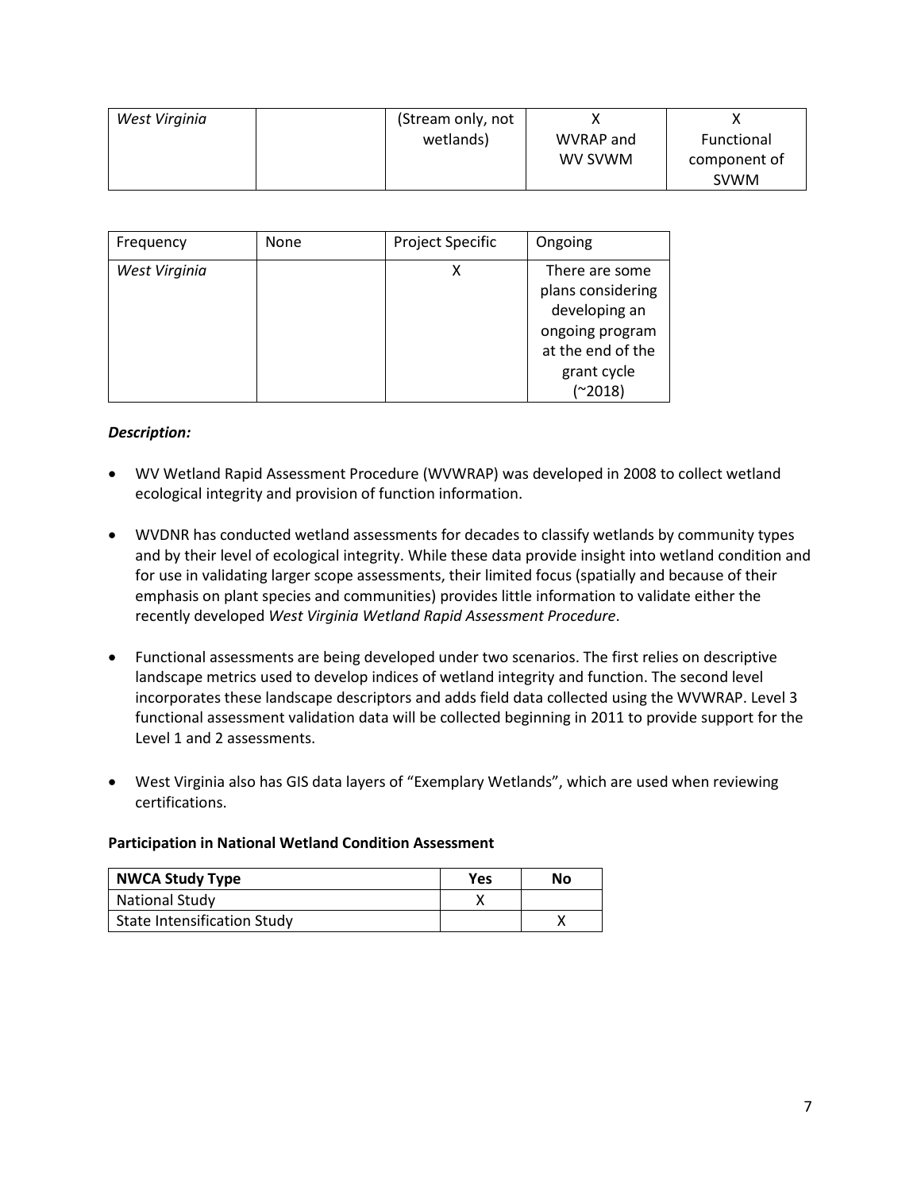| | | | | |
|---|---|---|---|---|
| *West Virginia* | | (Stream only, not wetlands) | X<br>WVRAP and WV SVWM | X<br>Functional component of SVWM |

| Frequency | None | Project Specific | Ongoing |
|---|---|---|---|
| *West Virginia* | | X | There are some plans considering developing an ongoing program at the end of the grant cycle (~2018) |

***Description:***

- WV Wetland Rapid Assessment Procedure (WVWRAP) was developed in 2008 to collect wetland ecological integrity and provision of function information.

- WVDNR has conducted wetland assessments for decades to classify wetlands by community types and by their level of ecological integrity. While these data provide insight into wetland condition and for use in validating larger scope assessments, their limited focus (spatially and because of their emphasis on plant species and communities) provides little information to validate either the recently developed *West Virginia Wetland Rapid Assessment Procedure*.

- Functional assessments are being developed under two scenarios. The first relies on descriptive landscape metrics used to develop indices of wetland integrity and function. The second level incorporates these landscape descriptors and adds field data collected using the WVWRAP. Level 3 functional assessment validation data will be collected beginning in 2011 to provide support for the Level 1 and 2 assessments.

- West Virginia also has GIS data layers of "Exemplary Wetlands", which are used when reviewing certifications.

**Participation in National Wetland Condition Assessment**

| NWCA Study Type | Yes | No |
|---|---|---|
| National Study | X | |
| State Intensification Study | | X |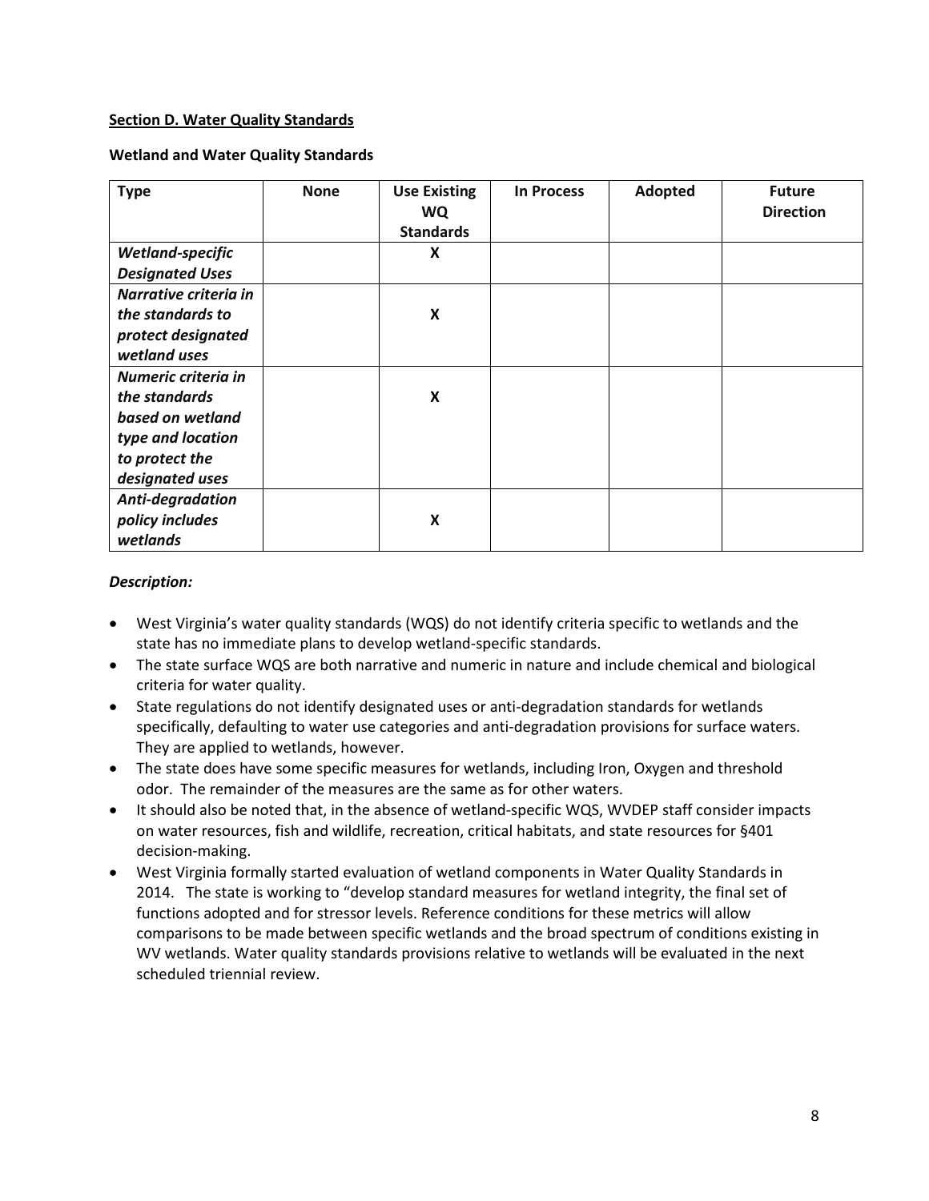**Section D. Water Quality Standards**

**Wetland and Water Quality Standards**

| Type | None | Use Existing WQ Standards | In Process | Adopted | Future Direction |
|---|---|---|---|---|---|
| ***Wetland-specific Designated Uses*** | | X | | | |
| ***Narrative criteria in the standards to protect designated wetland uses*** | | X | | | |
| ***Numeric criteria in the standards based on wetland type and location to protect the designated uses*** | | X | | | |
| ***Anti-degradation policy includes wetlands*** | | X | | | |

***Description:***

- West Virginia's water quality standards (WQS) do not identify criteria specific to wetlands and the state has no immediate plans to develop wetland-specific standards.
- The state surface WQS are both narrative and numeric in nature and include chemical and biological criteria for water quality.
- State regulations do not identify designated uses or anti-degradation standards for wetlands specifically, defaulting to water use categories and anti-degradation provisions for surface waters. They are applied to wetlands, however.
- The state does have some specific measures for wetlands, including Iron, Oxygen and threshold odor. The remainder of the measures are the same as for other waters.
- It should also be noted that, in the absence of wetland-specific WQS, WVDEP staff consider impacts on water resources, fish and wildlife, recreation, critical habitats, and state resources for §401 decision-making.
- West Virginia formally started evaluation of wetland components in Water Quality Standards in 2014. The state is working to "develop standard measures for wetland integrity, the final set of functions adopted and for stressor levels. Reference conditions for these metrics will allow comparisons to be made between specific wetlands and the broad spectrum of conditions existing in WV wetlands. Water quality standards provisions relative to wetlands will be evaluated in the next scheduled triennial review.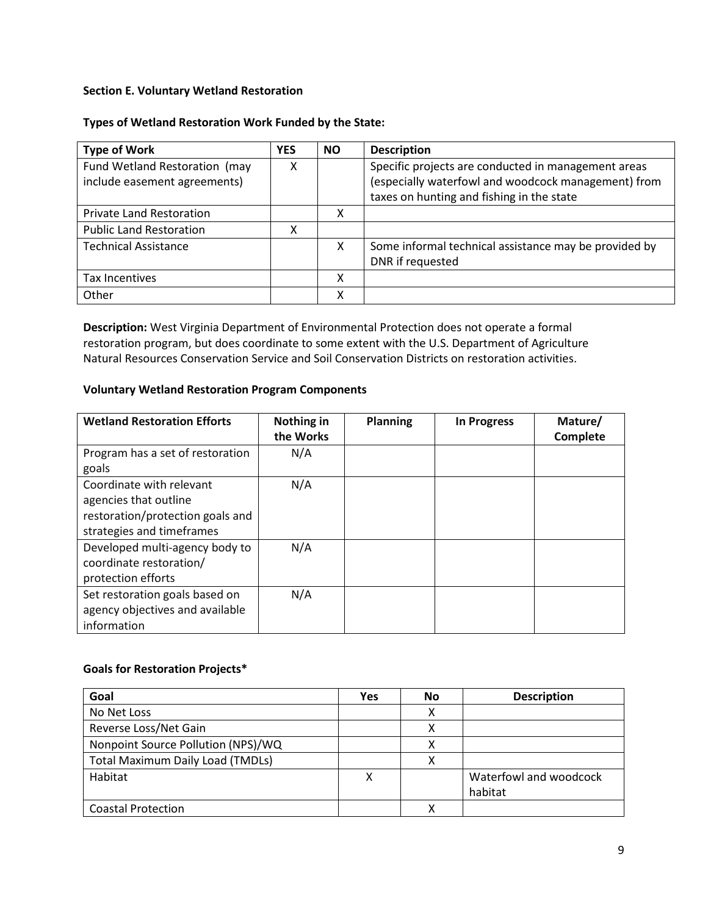**Section E. Voluntary Wetland Restoration**

**Types of Wetland Restoration Work Funded by the State:**

| Type of Work | YES | NO | Description |
|---|---|---|---|
| Fund Wetland Restoration (may include easement agreements) | X | | Specific projects are conducted in management areas (especially waterfowl and woodcock management) from taxes on hunting and fishing in the state |
| Private Land Restoration | | X | |
| Public Land Restoration | X | | |
| Technical Assistance | | X | Some informal technical assistance may be provided by DNR if requested |
| Tax Incentives | | X | |
| Other | | X | |

**Description:** West Virginia Department of Environmental Protection does not operate a formal restoration program, but does coordinate to some extent with the U.S. Department of Agriculture Natural Resources Conservation Service and Soil Conservation Districts on restoration activities.

**Voluntary Wetland Restoration Program Components**

| Wetland Restoration Efforts | Nothing in the Works | Planning | In Progress | Mature/ Complete |
|---|---|---|---|---|
| Program has a set of restoration goals | N/A | | | |
| Coordinate with relevant agencies that outline restoration/protection goals and strategies and timeframes | N/A | | | |
| Developed multi-agency body to coordinate restoration/ protection efforts | N/A | | | |
| Set restoration goals based on agency objectives and available information | N/A | | | |

**Goals for Restoration Projects***

| Goal | Yes | No | Description |
|---|---|---|---|
| No Net Loss | | X | |
| Reverse Loss/Net Gain | | X | |
| Nonpoint Source Pollution (NPS)/WQ | | X | |
| Total Maximum Daily Load (TMDLs) | | X | |
| Habitat | X | | Waterfowl and woodcock habitat |
| Coastal Protection | | X | |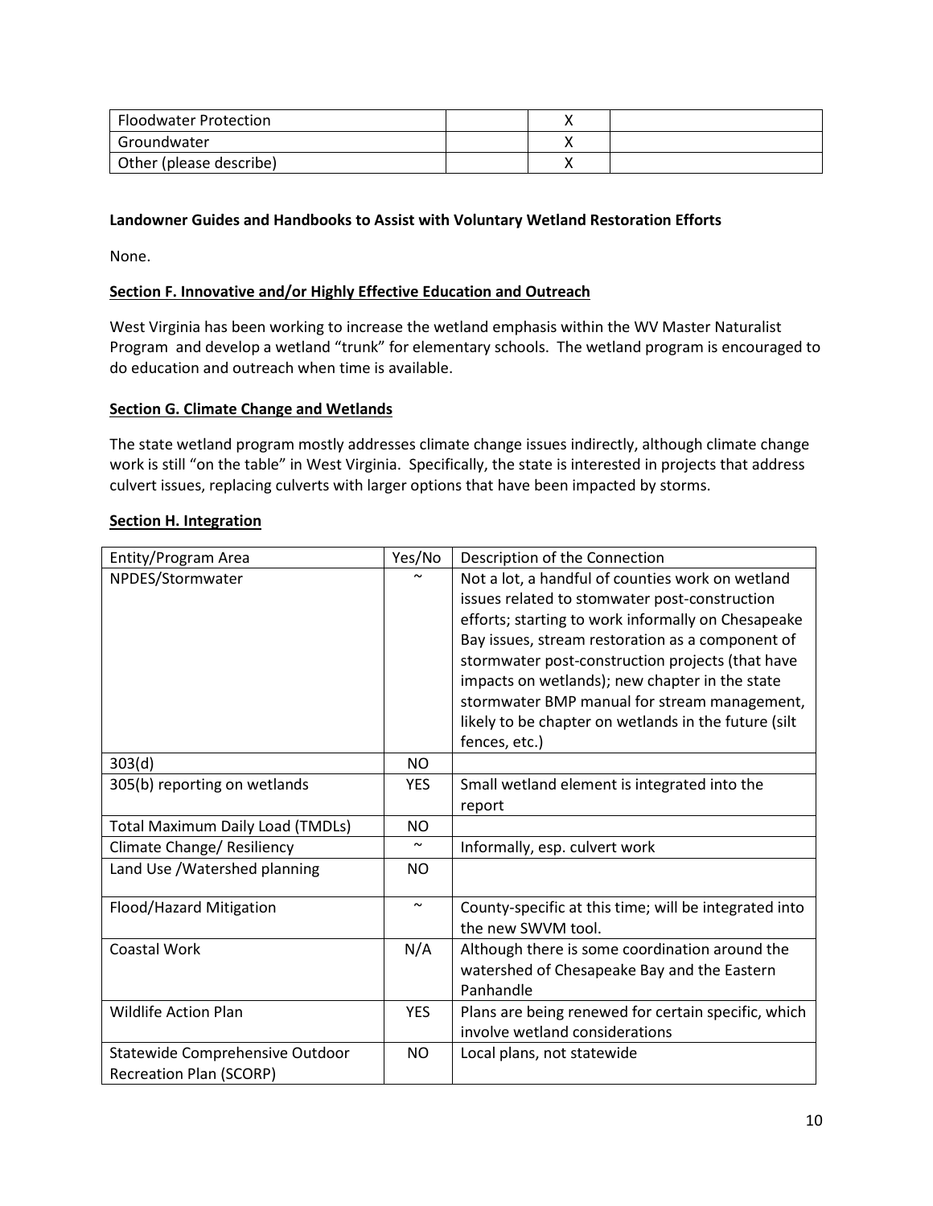| Floodwater Protection | | X | |
| --- | --- | --- | --- |
| Groundwater | | X | |
| Other (please describe) | | X | |

**Landowner Guides and Handbooks to Assist with Voluntary Wetland Restoration Efforts**

None.

## Section F. Innovative and/or Highly Effective Education and Outreach

West Virginia has been working to increase the wetland emphasis within the WV Master Naturalist Program and develop a wetland "trunk" for elementary schools. The wetland program is encouraged to do education and outreach when time is available.

## Section G. Climate Change and Wetlands

The state wetland program mostly addresses climate change issues indirectly, although climate change work is still "on the table" in West Virginia. Specifically, the state is interested in projects that address culvert issues, replacing culverts with larger options that have been impacted by storms.

## Section H. Integration

| Entity/Program Area | Yes/No | Description of the Connection |
| --- | --- | --- |
| NPDES/Stormwater | ~ | Not a lot, a handful of counties work on wetland issues related to stomwater post-construction efforts; starting to work informally on Chesapeake Bay issues, stream restoration as a component of stormwater post-construction projects (that have impacts on wetlands); new chapter in the state stormwater BMP manual for stream management, likely to be chapter on wetlands in the future (silt fences, etc.) |
| 303(d) | NO | |
| 305(b) reporting on wetlands | YES | Small wetland element is integrated into the report |
| Total Maximum Daily Load (TMDLs) | NO | |
| Climate Change/ Resiliency | ~ | Informally, esp. culvert work |
| Land Use /Watershed planning | NO | |
| Flood/Hazard Mitigation | ~ | County-specific at this time; will be integrated into the new SWVM tool. |
| Coastal Work | N/A | Although there is some coordination around the watershed of Chesapeake Bay and the Eastern Panhandle |
| Wildlife Action Plan | YES | Plans are being renewed for certain specific, which involve wetland considerations |
| Statewide Comprehensive Outdoor Recreation Plan (SCORP) | NO | Local plans, not statewide |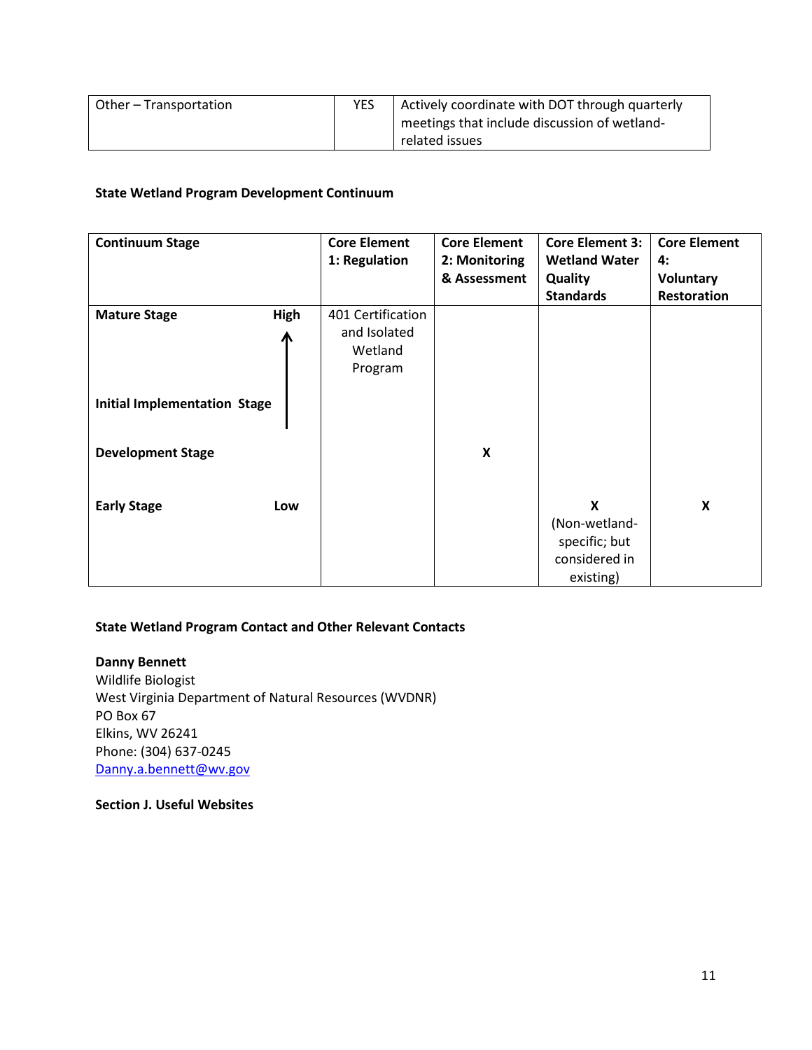| | | |
|---|---|---|
| Other – Transportation | YES | Actively coordinate with DOT through quarterly meetings that include discussion of wetland-related issues |

**State Wetland Program Development Continuum**

| Continuum Stage | | Core Element 1: Regulation | Core Element 2: Monitoring & Assessment | Core Element 3: Wetland Water Quality Standards | Core Element 4: Voluntary Restoration |
|---|---|---|---|---|---|
| **Mature Stage** | **High** ↑ | 401 Certification and Isolated Wetland Program | | | |
| **Initial Implementation Stage** | | | | | |
| **Development Stage** | | | **X** | | |
| **Early Stage** | **Low** | | | **X** (Non-wetland-specific; but considered in existing) | **X** |

**State Wetland Program Contact and Other Relevant Contacts**

**Danny Bennett**
Wildlife Biologist
West Virginia Department of Natural Resources (WVDNR)
PO Box 67
Elkins, WV 26241
Phone: (304) 637-0245
Danny.a.bennett@wv.gov

**Section J. Useful Websites**